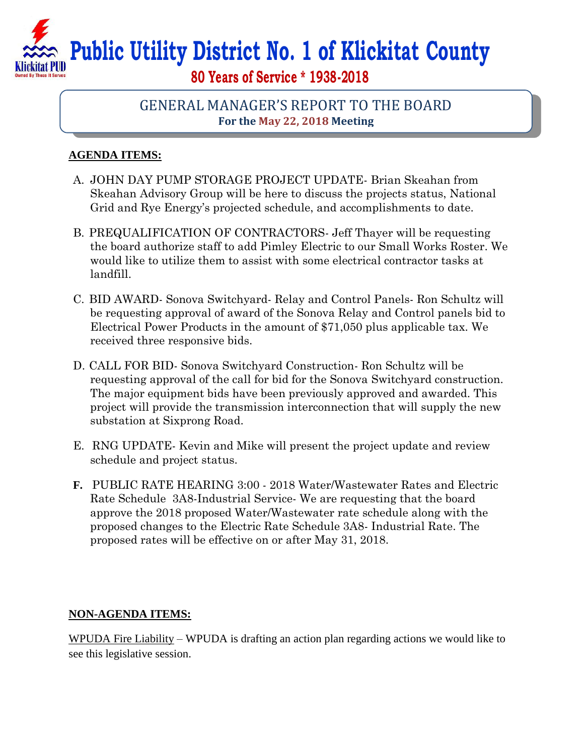# Public Utility District No. 1 of Klickitat County

**80 Years of Service * 1938-2018**

## GENERAL MANAGER'S REPORT TO THE BOARD

**For the May 22, 2018 Meeting**

**AGENDA ITEMS:**

A. JOHN DAY PUMP STORAGE PROJECT UPDATE- Brian Skeahan from Skeahan Advisory Group will be here to discuss the projects status, National Grid and Rye Energy's projected schedule, and accomplishments to date.

B. PREQUALIFICATION OF CONTRACTORS- Jeff Thayer will be requesting the board authorize staff to add Pimley Electric to our Small Works Roster. We would like to utilize them to assist with some electrical contractor tasks at landfill.

C. BID AWARD- Sonova Switchyard- Relay and Control Panels- Ron Schultz will be requesting approval of award of the Sonova Relay and Control panels bid to Electrical Power Products in the amount of $71,050 plus applicable tax. We received three responsive bids.

D. CALL FOR BID- Sonova Switchyard Construction- Ron Schultz will be requesting approval of the call for bid for the Sonova Switchyard construction. The major equipment bids have been previously approved and awarded. This project will provide the transmission interconnection that will supply the new substation at Sixprong Road.

E. RNG UPDATE- Kevin and Mike will present the project update and review schedule and project status.

**F.** PUBLIC RATE HEARING 3:00 - 2018 Water/Wastewater Rates and Electric Rate Schedule 3A8-Industrial Service- We are requesting that the board approve the 2018 proposed Water/Wastewater rate schedule along with the proposed changes to the Electric Rate Schedule 3A8- Industrial Rate. The proposed rates will be effective on or after May 31, 2018.

**NON-AGENDA ITEMS:**

WPUDA Fire Liability – WPUDA is drafting an action plan regarding actions we would like to see this legislative session.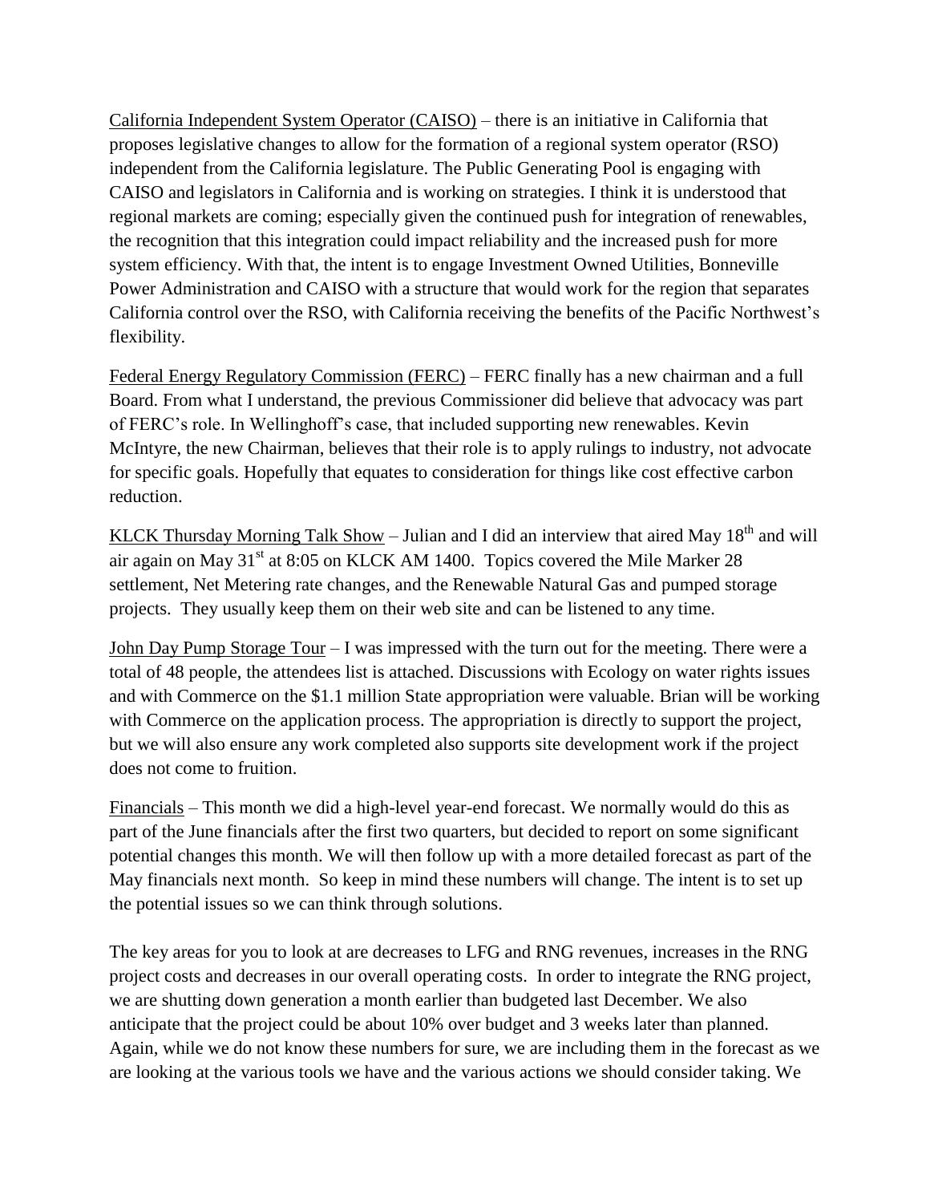California Independent System Operator (CAISO) – there is an initiative in California that proposes legislative changes to allow for the formation of a regional system operator (RSO) independent from the California legislature. The Public Generating Pool is engaging with CAISO and legislators in California and is working on strategies. I think it is understood that regional markets are coming; especially given the continued push for integration of renewables, the recognition that this integration could impact reliability and the increased push for more system efficiency. With that, the intent is to engage Investment Owned Utilities, Bonneville Power Administration and CAISO with a structure that would work for the region that separates California control over the RSO, with California receiving the benefits of the Pacific Northwest's flexibility.

Federal Energy Regulatory Commission (FERC) – FERC finally has a new chairman and a full Board. From what I understand, the previous Commissioner did believe that advocacy was part of FERC's role. In Wellinghoff's case, that included supporting new renewables. Kevin McIntyre, the new Chairman, believes that their role is to apply rulings to industry, not advocate for specific goals. Hopefully that equates to consideration for things like cost effective carbon reduction.

KLCK Thursday Morning Talk Show – Julian and I did an interview that aired May 18th and will air again on May 31st at 8:05 on KLCK AM 1400. Topics covered the Mile Marker 28 settlement, Net Metering rate changes, and the Renewable Natural Gas and pumped storage projects. They usually keep them on their web site and can be listened to any time.

John Day Pump Storage Tour – I was impressed with the turn out for the meeting. There were a total of 48 people, the attendees list is attached. Discussions with Ecology on water rights issues and with Commerce on the $1.1 million State appropriation were valuable. Brian will be working with Commerce on the application process. The appropriation is directly to support the project, but we will also ensure any work completed also supports site development work if the project does not come to fruition.

Financials – This month we did a high-level year-end forecast. We normally would do this as part of the June financials after the first two quarters, but decided to report on some significant potential changes this month. We will then follow up with a more detailed forecast as part of the May financials next month. So keep in mind these numbers will change. The intent is to set up the potential issues so we can think through solutions.

The key areas for you to look at are decreases to LFG and RNG revenues, increases in the RNG project costs and decreases in our overall operating costs. In order to integrate the RNG project, we are shutting down generation a month earlier than budgeted last December. We also anticipate that the project could be about 10% over budget and 3 weeks later than planned. Again, while we do not know these numbers for sure, we are including them in the forecast as we are looking at the various tools we have and the various actions we should consider taking. We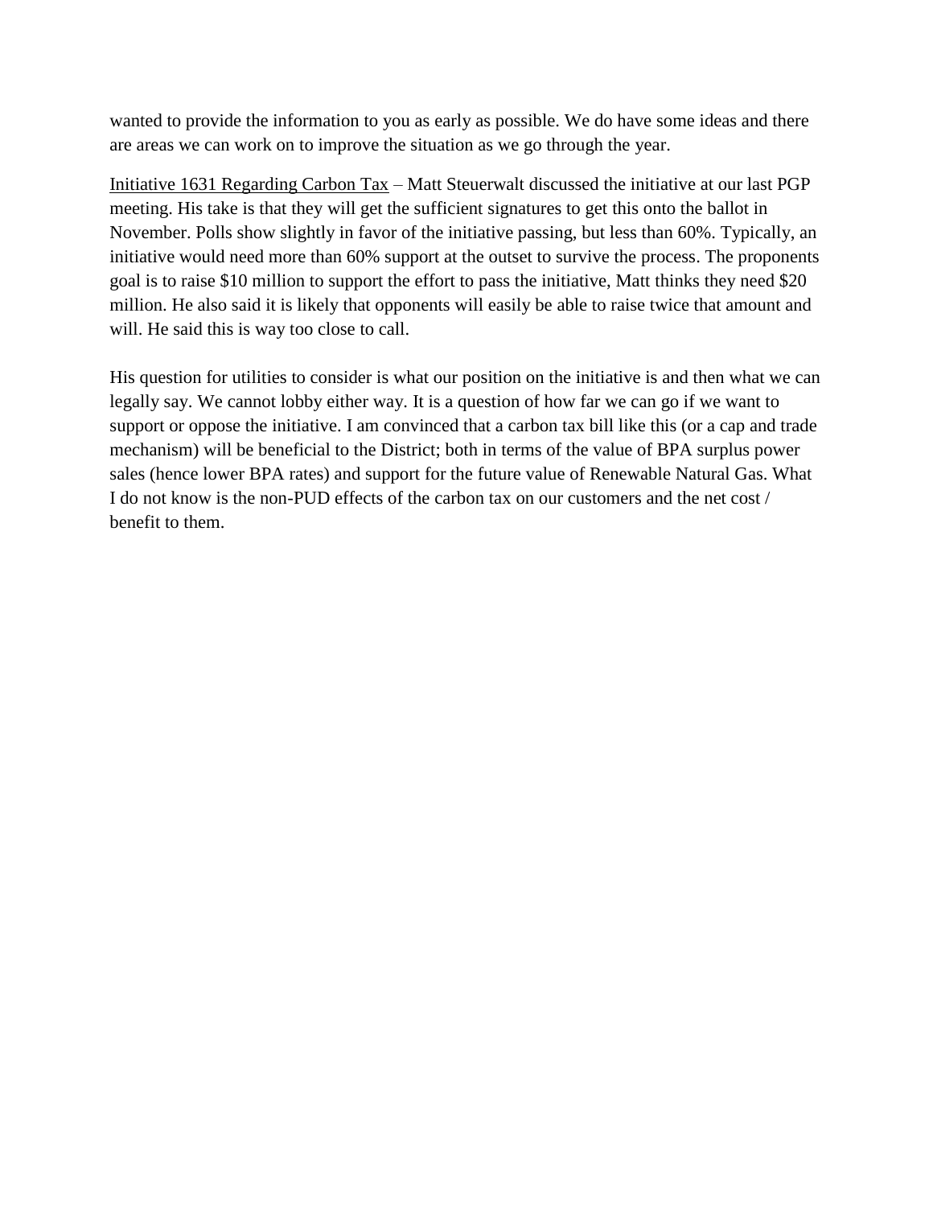wanted to provide the information to you as early as possible. We do have some ideas and there are areas we can work on to improve the situation as we go through the year.

<u>Initiative 1631 Regarding Carbon Tax</u> – Matt Steuerwalt discussed the initiative at our last PGP meeting. His take is that they will get the sufficient signatures to get this onto the ballot in November. Polls show slightly in favor of the initiative passing, but less than 60%. Typically, an initiative would need more than 60% support at the outset to survive the process. The proponents goal is to raise $10 million to support the effort to pass the initiative, Matt thinks they need $20 million. He also said it is likely that opponents will easily be able to raise twice that amount and will. He said this is way too close to call.

His question for utilities to consider is what our position on the initiative is and then what we can legally say. We cannot lobby either way. It is a question of how far we can go if we want to support or oppose the initiative. I am convinced that a carbon tax bill like this (or a cap and trade mechanism) will be beneficial to the District; both in terms of the value of BPA surplus power sales (hence lower BPA rates) and support for the future value of Renewable Natural Gas. What I do not know is the non-PUD effects of the carbon tax on our customers and the net cost / benefit to them.